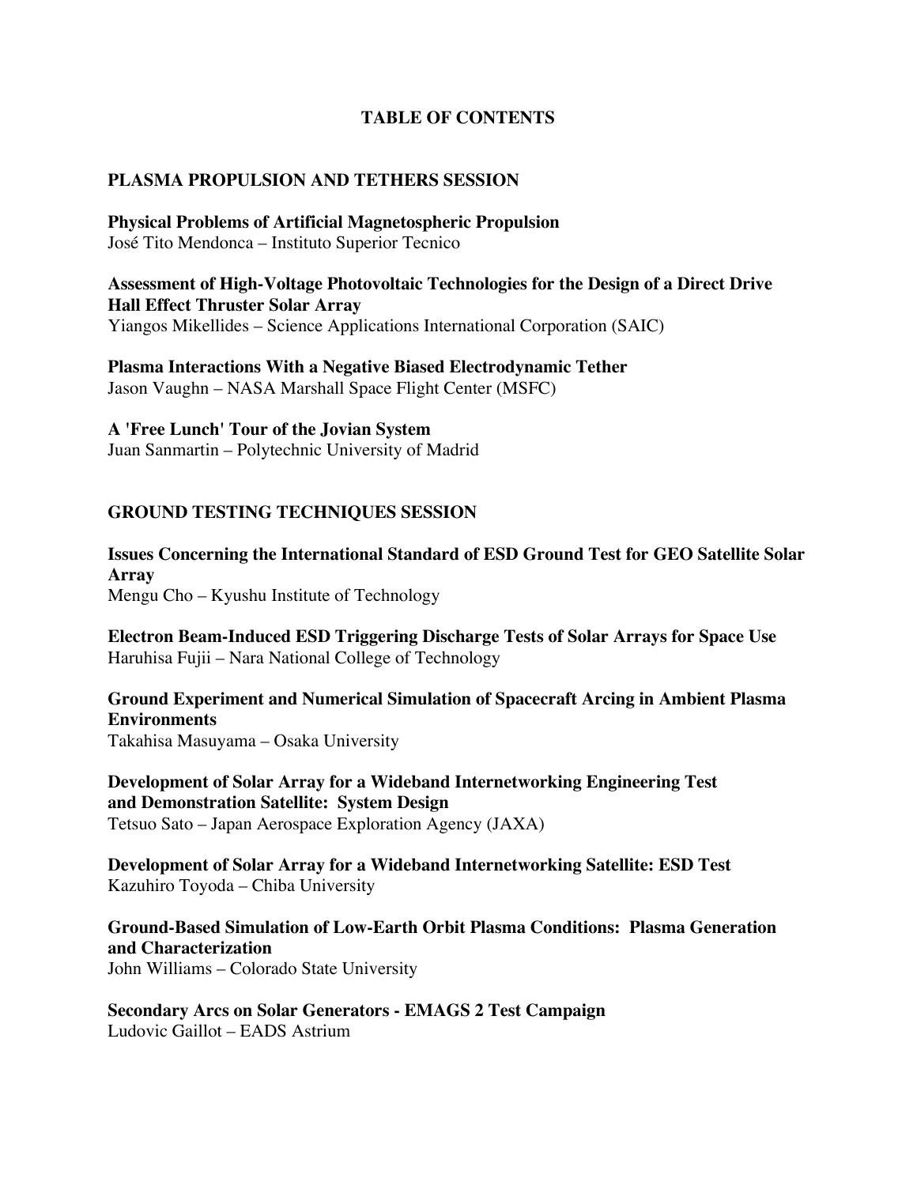# TABLE OF CONTENTS

## PLASMA PROPULSION AND TETHERS SESSION

**Physical Problems of Artificial Magnetospheric Propulsion**
José Tito Mendonca – Instituto Superior Tecnico

**Assessment of High-Voltage Photovoltaic Technologies for the Design of a Direct Drive Hall Effect Thruster Solar Array**
Yiangos Mikellides – Science Applications International Corporation (SAIC)

**Plasma Interactions With a Negative Biased Electrodynamic Tether**
Jason Vaughn – NASA Marshall Space Flight Center (MSFC)

**A 'Free Lunch' Tour of the Jovian System**
Juan Sanmartin – Polytechnic University of Madrid

## GROUND TESTING TECHNIQUES SESSION

**Issues Concerning the International Standard of ESD Ground Test for GEO Satellite Solar Array**
Mengu Cho – Kyushu Institute of Technology

**Electron Beam-Induced ESD Triggering Discharge Tests of Solar Arrays for Space Use**
Haruhisa Fujii – Nara National College of Technology

**Ground Experiment and Numerical Simulation of Spacecraft Arcing in Ambient Plasma Environments**
Takahisa Masuyama – Osaka University

**Development of Solar Array for a Wideband Internetworking Engineering Test and Demonstration Satellite: System Design**
Tetsuo Sato – Japan Aerospace Exploration Agency (JAXA)

**Development of Solar Array for a Wideband Internetworking Satellite: ESD Test**
Kazuhiro Toyoda – Chiba University

**Ground-Based Simulation of Low-Earth Orbit Plasma Conditions: Plasma Generation and Characterization**
John Williams – Colorado State University

**Secondary Arcs on Solar Generators - EMAGS 2 Test Campaign**
Ludovic Gaillot – EADS Astrium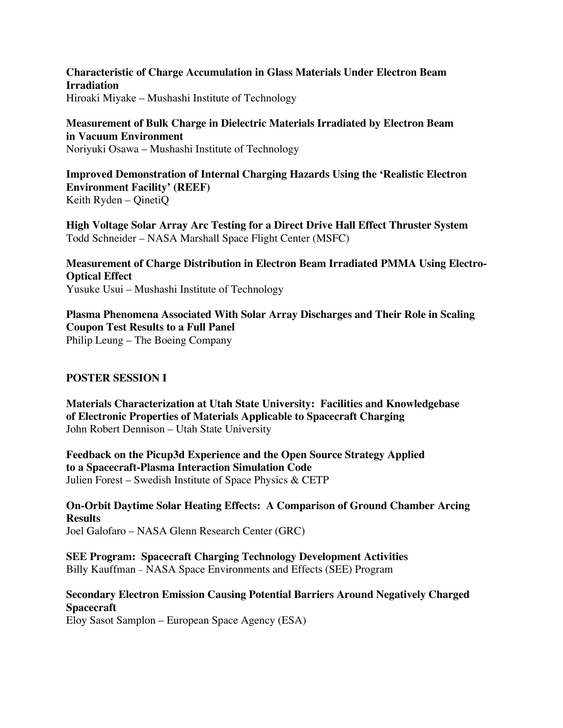**Characteristic of Charge Accumulation in Glass Materials Under Electron Beam Irradiation**
Hiroaki Miyake – Mushashi Institute of Technology

**Measurement of Bulk Charge in Dielectric Materials Irradiated by Electron Beam in Vacuum Environment**
Noriyuki Osawa – Mushashi Institute of Technology

**Improved Demonstration of Internal Charging Hazards Using the 'Realistic Electron Environment Facility' (REEF)**
Keith Ryden – QinetiQ

**High Voltage Solar Array Arc Testing for a Direct Drive Hall Effect Thruster System**
Todd Schneider – NASA Marshall Space Flight Center (MSFC)

**Measurement of Charge Distribution in Electron Beam Irradiated PMMA Using Electro-Optical Effect**
Yusuke Usui – Mushashi Institute of Technology

**Plasma Phenomena Associated With Solar Array Discharges and Their Role in Scaling Coupon Test Results to a Full Panel**
Philip Leung – The Boeing Company

## POSTER SESSION I

**Materials Characterization at Utah State University: Facilities and Knowledgebase of Electronic Properties of Materials Applicable to Spacecraft Charging**
John Robert Dennison – Utah State University

**Feedback on the Picup3d Experience and the Open Source Strategy Applied to a Spacecraft-Plasma Interaction Simulation Code**
Julien Forest – Swedish Institute of Space Physics & CETP

**On-Orbit Daytime Solar Heating Effects: A Comparison of Ground Chamber Arcing Results**
Joel Galofaro – NASA Glenn Research Center (GRC)

**SEE Program: Spacecraft Charging Technology Development Activities**
Billy Kauffman – NASA Space Environments and Effects (SEE) Program

**Secondary Electron Emission Causing Potential Barriers Around Negatively Charged Spacecraft**
Eloy Sasot Samplon – European Space Agency (ESA)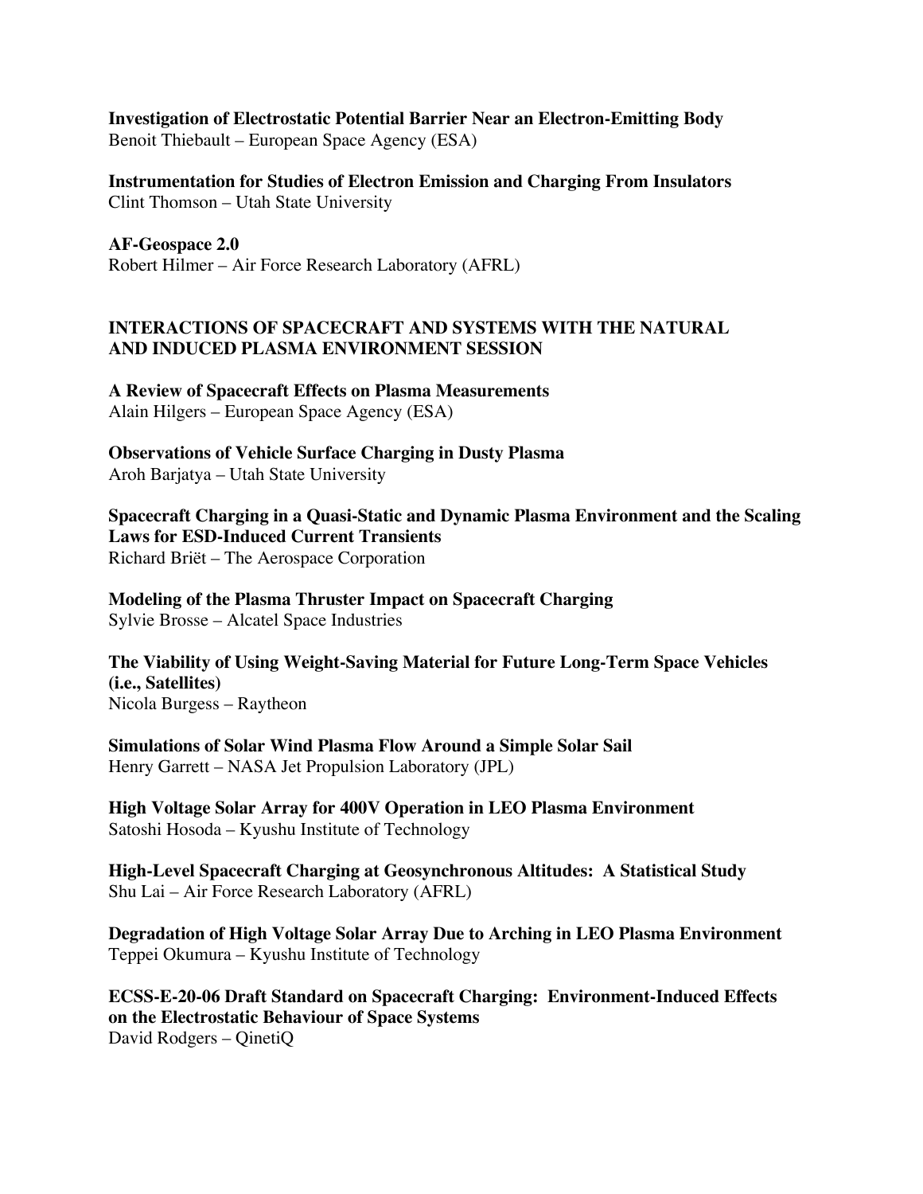**Investigation of Electrostatic Potential Barrier Near an Electron-Emitting Body**
Benoit Thiebault – European Space Agency (ESA)

**Instrumentation for Studies of Electron Emission and Charging From Insulators**
Clint Thomson – Utah State University

**AF-Geospace 2.0**
Robert Hilmer – Air Force Research Laboratory (AFRL)

## INTERACTIONS OF SPACECRAFT AND SYSTEMS WITH THE NATURAL AND INDUCED PLASMA ENVIRONMENT SESSION

**A Review of Spacecraft Effects on Plasma Measurements**
Alain Hilgers – European Space Agency (ESA)

**Observations of Vehicle Surface Charging in Dusty Plasma**
Aroh Barjatya – Utah State University

**Spacecraft Charging in a Quasi-Static and Dynamic Plasma Environment and the Scaling Laws for ESD-Induced Current Transients**
Richard Briët – The Aerospace Corporation

**Modeling of the Plasma Thruster Impact on Spacecraft Charging**
Sylvie Brosse – Alcatel Space Industries

**The Viability of Using Weight-Saving Material for Future Long-Term Space Vehicles (i.e., Satellites)**
Nicola Burgess – Raytheon

**Simulations of Solar Wind Plasma Flow Around a Simple Solar Sail**
Henry Garrett – NASA Jet Propulsion Laboratory (JPL)

**High Voltage Solar Array for 400V Operation in LEO Plasma Environment**
Satoshi Hosoda – Kyushu Institute of Technology

**High-Level Spacecraft Charging at Geosynchronous Altitudes: A Statistical Study**
Shu Lai – Air Force Research Laboratory (AFRL)

**Degradation of High Voltage Solar Array Due to Arching in LEO Plasma Environment**
Teppei Okumura – Kyushu Institute of Technology

**ECSS-E-20-06 Draft Standard on Spacecraft Charging: Environment-Induced Effects on the Electrostatic Behaviour of Space Systems**
David Rodgers – QinetiQ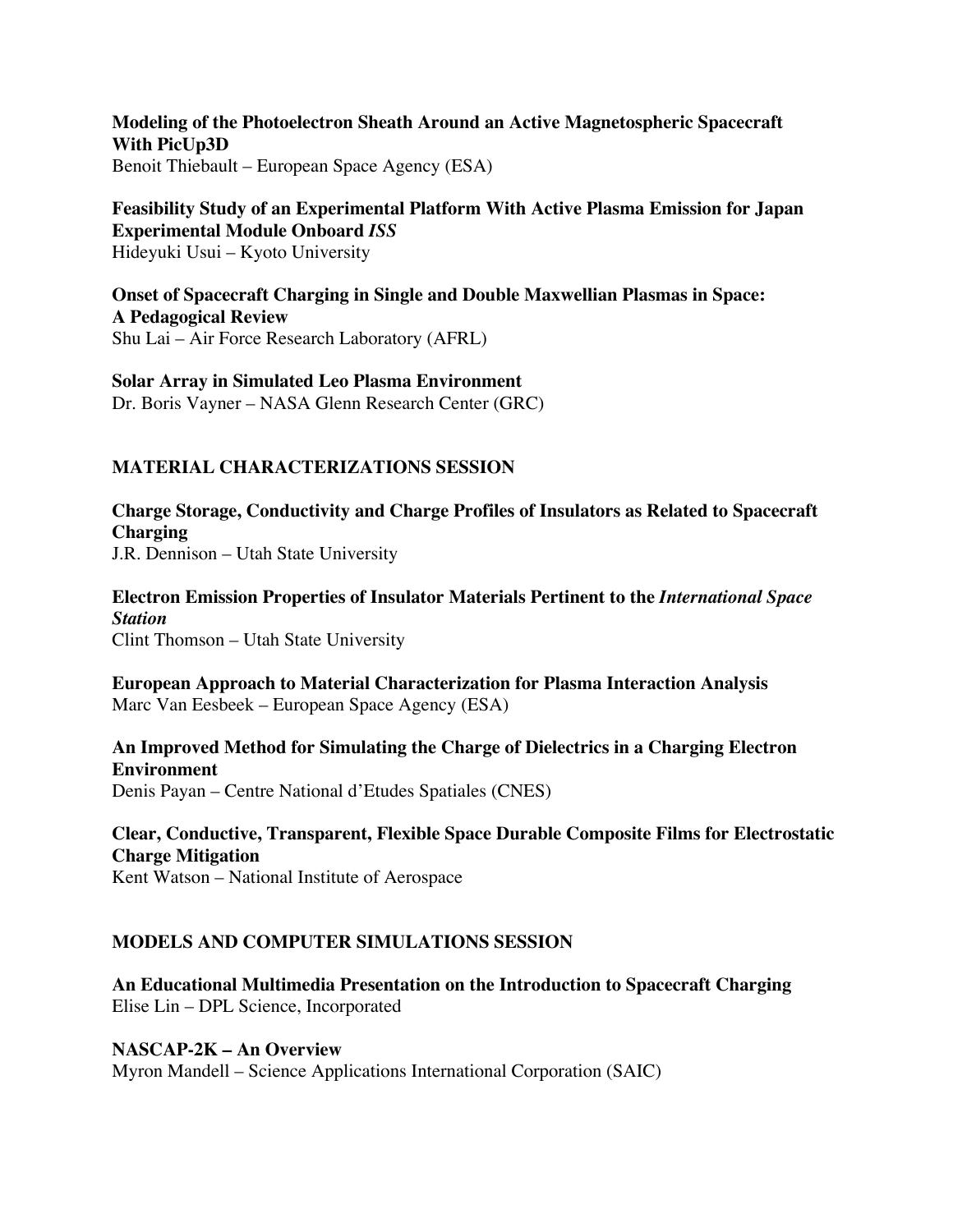**Modeling of the Photoelectron Sheath Around an Active Magnetospheric Spacecraft With PicUp3D**
Benoit Thiebault – European Space Agency (ESA)

**Feasibility Study of an Experimental Platform With Active Plasma Emission for Japan Experimental Module Onboard *ISS***
Hideyuki Usui – Kyoto University

**Onset of Spacecraft Charging in Single and Double Maxwellian Plasmas in Space: A Pedagogical Review**
Shu Lai – Air Force Research Laboratory (AFRL)

**Solar Array in Simulated Leo Plasma Environment**
Dr. Boris Vayner – NASA Glenn Research Center (GRC)

## MATERIAL CHARACTERIZATIONS SESSION

**Charge Storage, Conductivity and Charge Profiles of Insulators as Related to Spacecraft Charging**
J.R. Dennison – Utah State University

**Electron Emission Properties of Insulator Materials Pertinent to the *International Space Station***
Clint Thomson – Utah State University

**European Approach to Material Characterization for Plasma Interaction Analysis**
Marc Van Eesbeek – European Space Agency (ESA)

**An Improved Method for Simulating the Charge of Dielectrics in a Charging Electron Environment**
Denis Payan – Centre National d'Etudes Spatiales (CNES)

**Clear, Conductive, Transparent, Flexible Space Durable Composite Films for Electrostatic Charge Mitigation**
Kent Watson – National Institute of Aerospace

## MODELS AND COMPUTER SIMULATIONS SESSION

**An Educational Multimedia Presentation on the Introduction to Spacecraft Charging**
Elise Lin – DPL Science, Incorporated

**NASCAP-2K – An Overview**
Myron Mandell – Science Applications International Corporation (SAIC)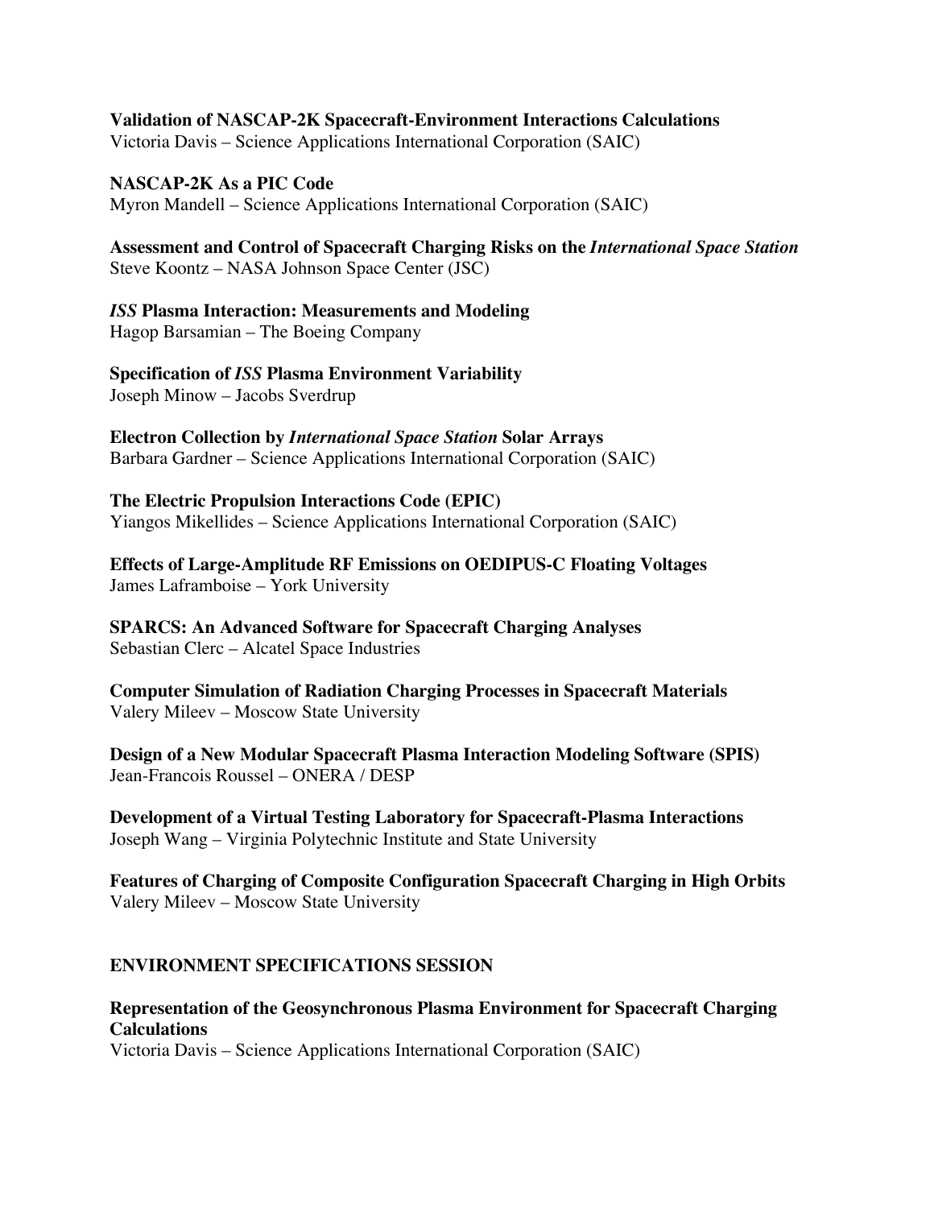**Validation of NASCAP-2K Spacecraft-Environment Interactions Calculations**
Victoria Davis – Science Applications International Corporation (SAIC)

**NASCAP-2K As a PIC Code**
Myron Mandell – Science Applications International Corporation (SAIC)

**Assessment and Control of Spacecraft Charging Risks on the *International Space Station***
Steve Koontz – NASA Johnson Space Center (JSC)

***ISS* Plasma Interaction: Measurements and Modeling**
Hagop Barsamian – The Boeing Company

**Specification of *ISS* Plasma Environment Variability**
Joseph Minow – Jacobs Sverdrup

**Electron Collection by *International Space Station* Solar Arrays**
Barbara Gardner – Science Applications International Corporation (SAIC)

**The Electric Propulsion Interactions Code (EPIC)**
Yiangos Mikellides – Science Applications International Corporation (SAIC)

**Effects of Large-Amplitude RF Emissions on OEDIPUS-C Floating Voltages**
James Laframboise – York University

**SPARCS: An Advanced Software for Spacecraft Charging Analyses**
Sebastian Clerc – Alcatel Space Industries

**Computer Simulation of Radiation Charging Processes in Spacecraft Materials**
Valery Mileev – Moscow State University

**Design of a New Modular Spacecraft Plasma Interaction Modeling Software (SPIS)**
Jean-Francois Roussel – ONERA / DESP

**Development of a Virtual Testing Laboratory for Spacecraft-Plasma Interactions**
Joseph Wang – Virginia Polytechnic Institute and State University

**Features of Charging of Composite Configuration Spacecraft Charging in High Orbits**
Valery Mileev – Moscow State University

## ENVIRONMENT SPECIFICATIONS SESSION

**Representation of the Geosynchronous Plasma Environment for Spacecraft Charging Calculations**
Victoria Davis – Science Applications International Corporation (SAIC)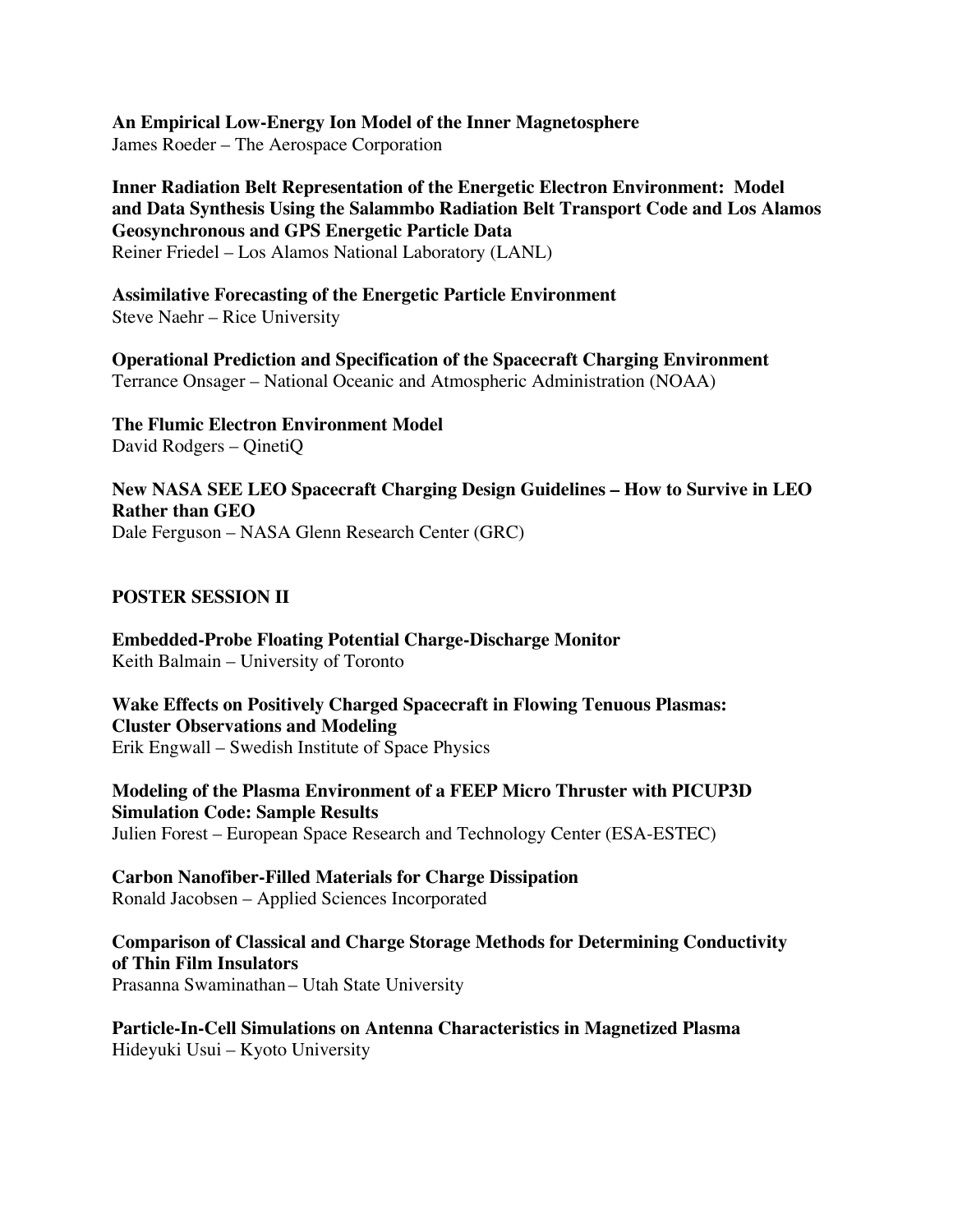**An Empirical Low-Energy Ion Model of the Inner Magnetosphere**
James Roeder – The Aerospace Corporation

**Inner Radiation Belt Representation of the Energetic Electron Environment: Model and Data Synthesis Using the Salammbo Radiation Belt Transport Code and Los Alamos Geosynchronous and GPS Energetic Particle Data**
Reiner Friedel – Los Alamos National Laboratory (LANL)

**Assimilative Forecasting of the Energetic Particle Environment**
Steve Naehr – Rice University

**Operational Prediction and Specification of the Spacecraft Charging Environment**
Terrance Onsager – National Oceanic and Atmospheric Administration (NOAA)

**The Flumic Electron Environment Model**
David Rodgers – QinetiQ

**New NASA SEE LEO Spacecraft Charging Design Guidelines – How to Survive in LEO Rather than GEO**
Dale Ferguson – NASA Glenn Research Center (GRC)

## POSTER SESSION II

**Embedded-Probe Floating Potential Charge-Discharge Monitor**
Keith Balmain – University of Toronto

**Wake Effects on Positively Charged Spacecraft in Flowing Tenuous Plasmas: Cluster Observations and Modeling**
Erik Engwall – Swedish Institute of Space Physics

**Modeling of the Plasma Environment of a FEEP Micro Thruster with PICUP3D Simulation Code: Sample Results**
Julien Forest – European Space Research and Technology Center (ESA-ESTEC)

**Carbon Nanofiber-Filled Materials for Charge Dissipation**
Ronald Jacobsen – Applied Sciences Incorporated

**Comparison of Classical and Charge Storage Methods for Determining Conductivity of Thin Film Insulators**
Prasanna Swaminathan – Utah State University

**Particle-In-Cell Simulations on Antenna Characteristics in Magnetized Plasma**
Hideyuki Usui – Kyoto University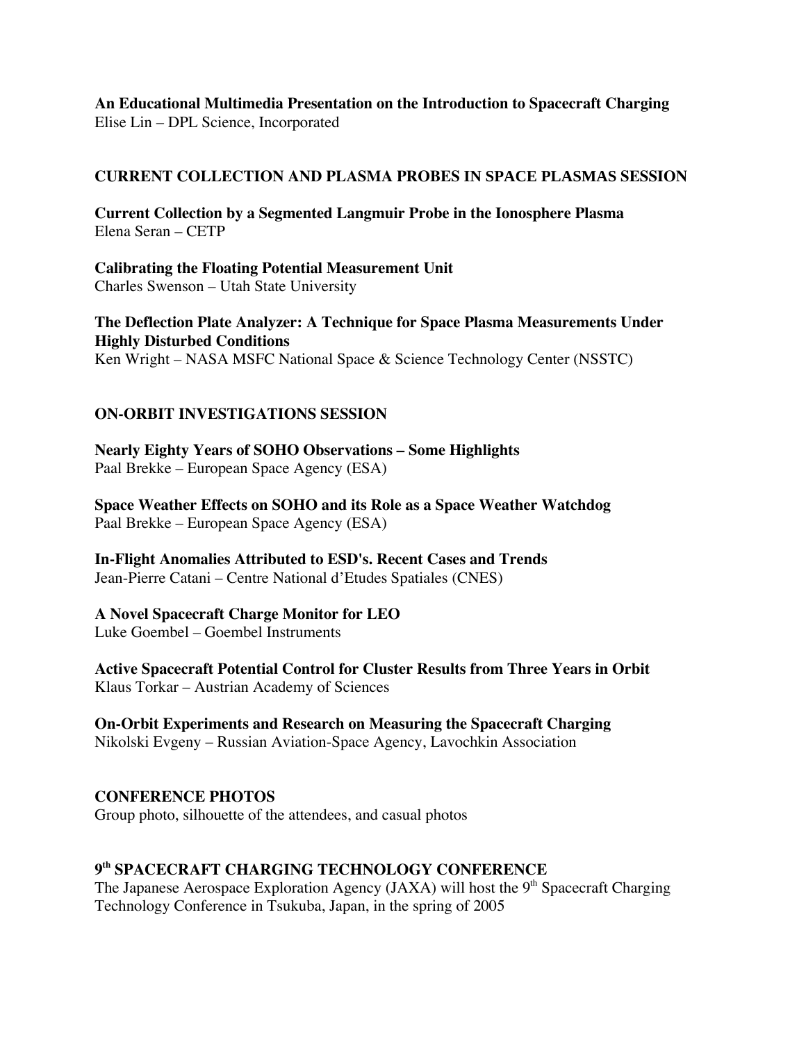**An Educational Multimedia Presentation on the Introduction to Spacecraft Charging**
Elise Lin – DPL Science, Incorporated

## CURRENT COLLECTION AND PLASMA PROBES IN SPACE PLASMAS SESSION

**Current Collection by a Segmented Langmuir Probe in the Ionosphere Plasma**
Elena Seran – CETP

**Calibrating the Floating Potential Measurement Unit**
Charles Swenson – Utah State University

**The Deflection Plate Analyzer: A Technique for Space Plasma Measurements Under Highly Disturbed Conditions**
Ken Wright – NASA MSFC National Space & Science Technology Center (NSSTC)

## ON-ORBIT INVESTIGATIONS SESSION

**Nearly Eighty Years of SOHO Observations – Some Highlights**
Paal Brekke – European Space Agency (ESA)

**Space Weather Effects on SOHO and its Role as a Space Weather Watchdog**
Paal Brekke – European Space Agency (ESA)

**In-Flight Anomalies Attributed to ESD's. Recent Cases and Trends**
Jean-Pierre Catani – Centre National d'Etudes Spatiales (CNES)

**A Novel Spacecraft Charge Monitor for LEO**
Luke Goembel – Goembel Instruments

**Active Spacecraft Potential Control for Cluster Results from Three Years in Orbit**
Klaus Torkar – Austrian Academy of Sciences

**On-Orbit Experiments and Research on Measuring the Spacecraft Charging**
Nikolski Evgeny – Russian Aviation-Space Agency, Lavochkin Association

## CONFERENCE PHOTOS

Group photo, silhouette of the attendees, and casual photos

## 9th SPACECRAFT CHARGING TECHNOLOGY CONFERENCE

The Japanese Aerospace Exploration Agency (JAXA) will host the 9th Spacecraft Charging Technology Conference in Tsukuba, Japan, in the spring of 2005